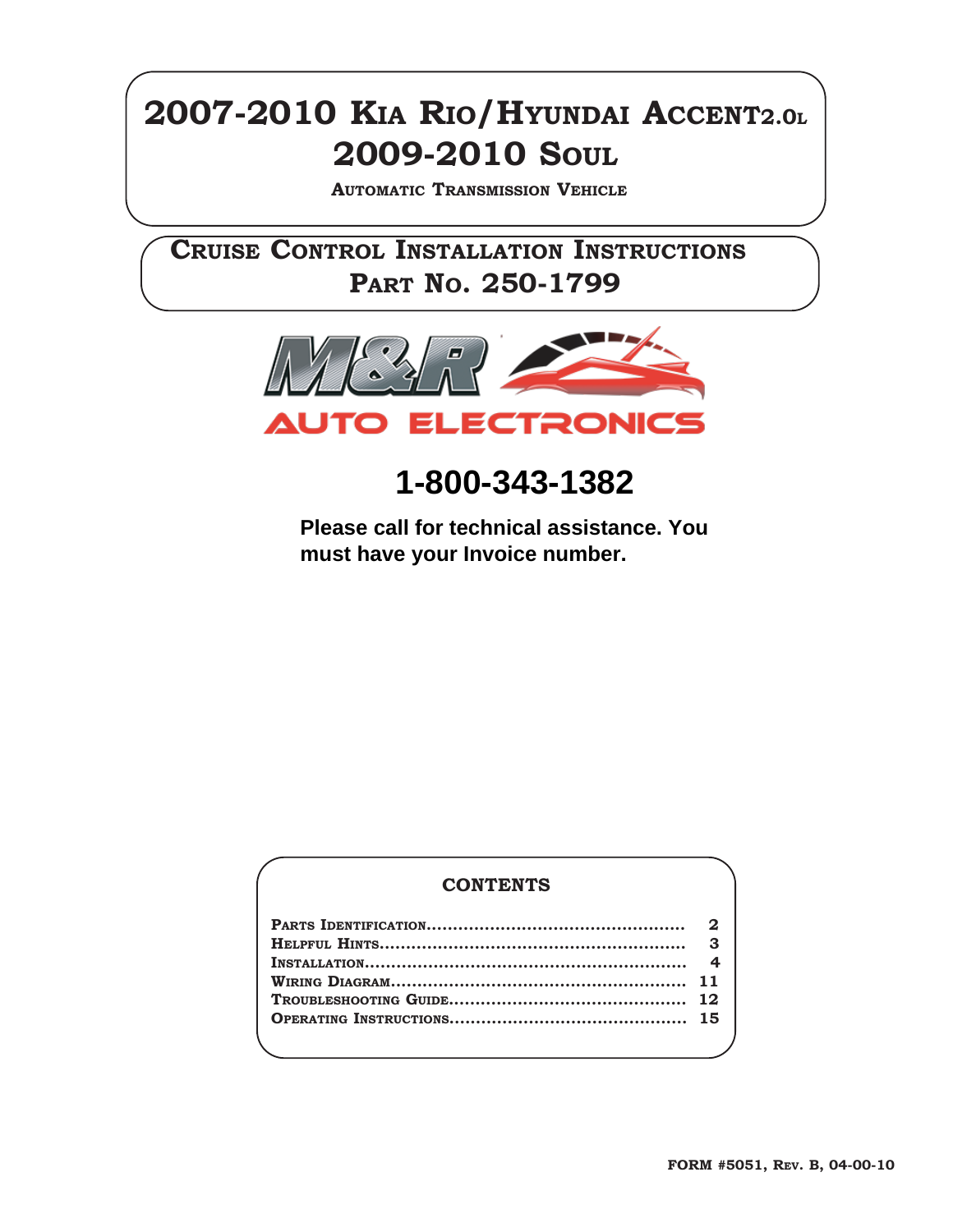# 2007-2010 Kia Rio/Hyundai Accent2.0L
# 2009-2010 Soul

**Automatic Transmission Vehicle**

## Cruise Control Installation Instructions
## Part No. 250-1799

M&R AUTO ELECTRONICS

# 1-800-343-1382

**Please call for technical assistance. You must have your Invoice number.**

### CONTENTS

| | |
|---|---|
| Parts Identification | 2 |
| Helpful Hints | 3 |
| Installation | 4 |
| Wiring Diagram | 11 |
| Troubleshooting Guide | 12 |
| Operating Instructions | 15 |

FORM #5051, Rev. B, 04-00-10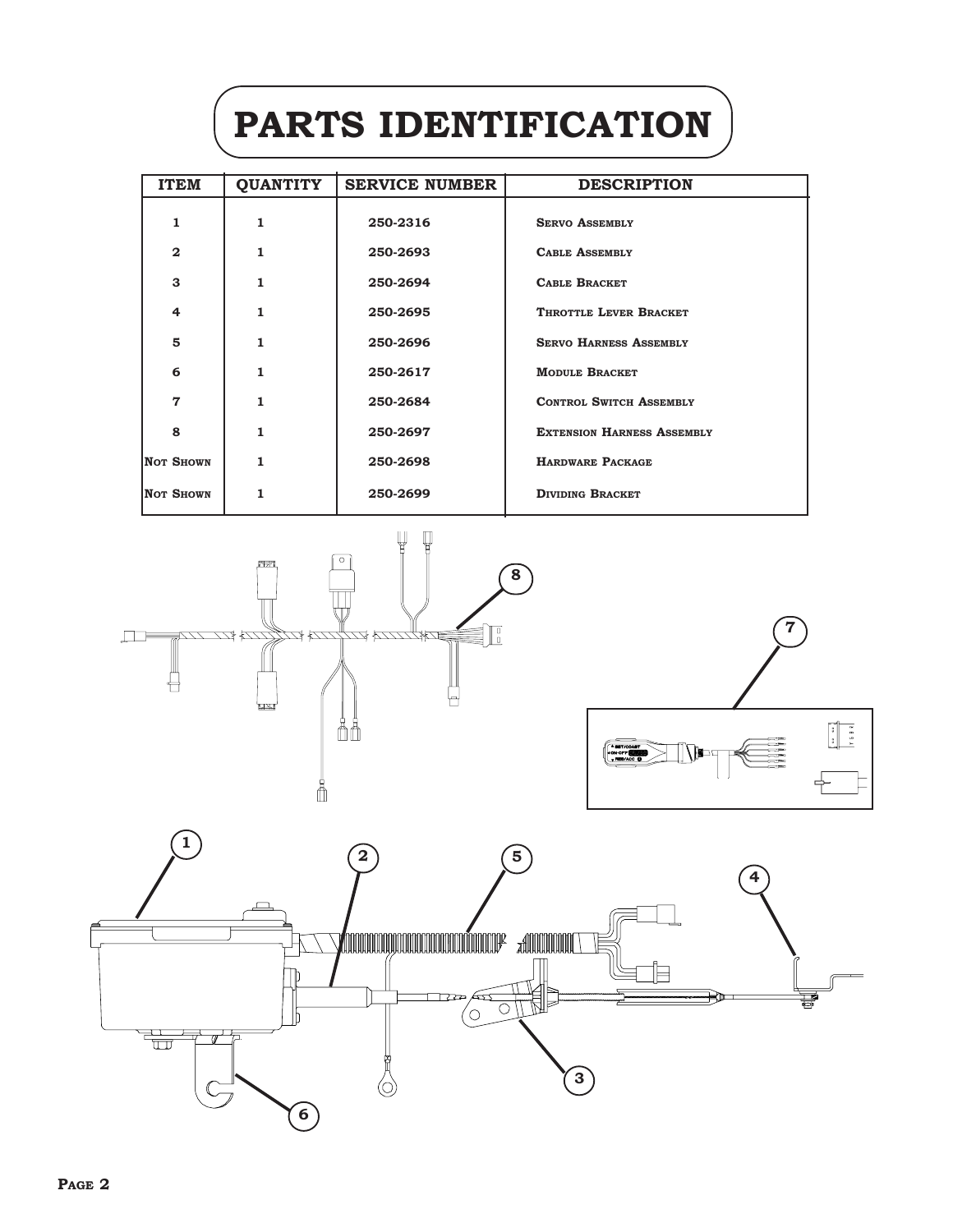# PARTS IDENTIFICATION

| ITEM | QUANTITY | SERVICE NUMBER | DESCRIPTION |
|---|---|---|---|
| 1 | 1 | 250-2316 | Servo Assembly |
| 2 | 1 | 250-2693 | Cable Assembly |
| 3 | 1 | 250-2694 | Cable Bracket |
| 4 | 1 | 250-2695 | Throttle Lever Bracket |
| 5 | 1 | 250-2696 | Servo Harness Assembly |
| 6 | 1 | 250-2617 | Module Bracket |
| 7 | 1 | 250-2684 | Control Switch Assembly |
| 8 | 1 | 250-2697 | Extension Harness Assembly |
| Not Shown | 1 | 250-2698 | Hardware Package |
| Not Shown | 1 | 250-2699 | Dividing Bracket |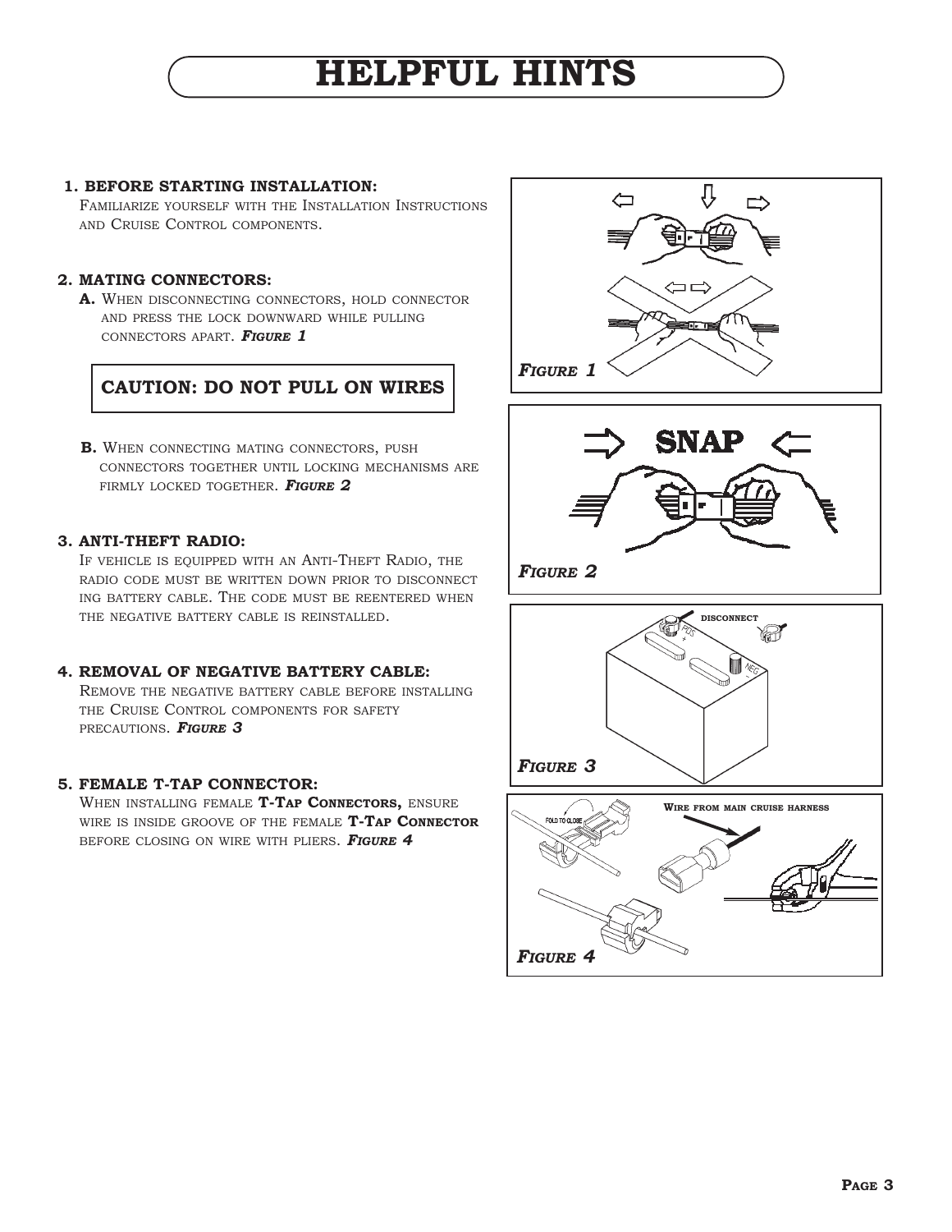# HELPFUL HINTS

**1. BEFORE STARTING INSTALLATION:**

Familiarize yourself with the Installation Instructions and Cruise Control components.

**2. MATING CONNECTORS:**

**A.** When disconnecting connectors, hold connector and press the lock downward while pulling connectors apart. ***Figure 1***

**CAUTION: DO NOT PULL ON WIRES**

**B.** When connecting mating connectors, push connectors together until locking mechanisms are firmly locked together. ***Figure 2***

**3. ANTI-THEFT RADIO:**

If vehicle is equipped with an Anti-Theft Radio, the radio code must be written down prior to disconnecting battery cable. The code must be reentered when the negative battery cable is reinstalled.

**4. REMOVAL OF NEGATIVE BATTERY CABLE:**

Remove the negative battery cable before installing the Cruise Control components for safety precautions. ***Figure 3***

**5. FEMALE T-TAP CONNECTOR:**

When installing female **T-Tap Connectors,** ensure wire is inside groove of the female **T-Tap Connector** before closing on wire with pliers. ***Figure 4***

SNAP

***Figure 1***

***Figure 2***

DISCONNECT

POS +

NEG

***Figure 3***

FOLD TO CLOSE

Wire from main cruise harness

***Figure 4***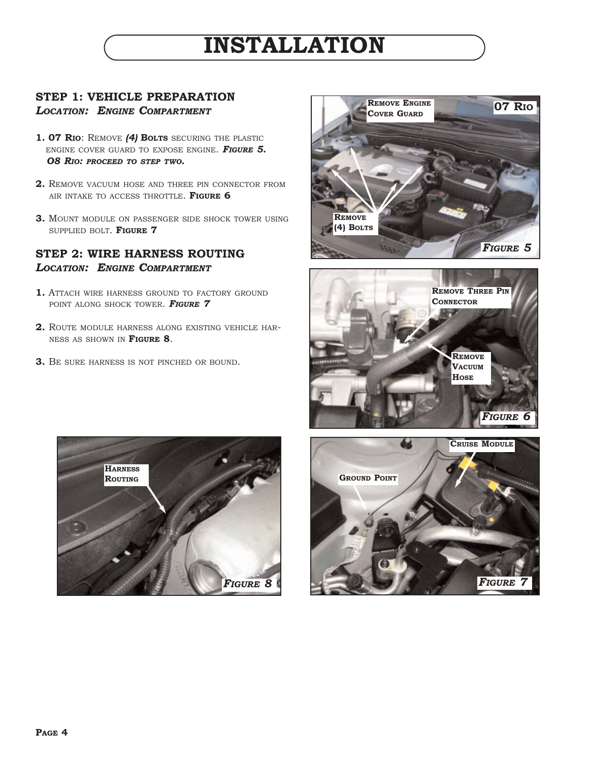# INSTALLATION

## STEP 1: VEHICLE PREPARATION

***Location: Engine Compartment***

1. **07 Rio**: Remove ***(4)*** **Bolts** securing the plastic engine cover guard to expose engine. ***Figure 5.*** ***08 Rio: proceed to step two.***

2. Remove vacuum hose and three pin connector from air intake to access throttle. **Figure 6**

3. Mount module on passenger side shock tower using supplied bolt. **Figure 7**

## STEP 2: WIRE HARNESS ROUTING

***Location: Engine Compartment***

1. Attach wire harness ground to factory ground point along shock tower. ***Figure 7***

2. Route module harness along existing vehicle harness as shown in **Figure 8**.

3. Be sure harness is not pinched or bound.

Remove Engine Cover Guard

07 Rio

Remove (4) Bolts

***Figure 5***

Remove Three Pin Connector

Remove Vacuum Hose

***Figure 6***

Harness Routing

***Figure 8***

Cruise Module

Ground Point

***Figure 7***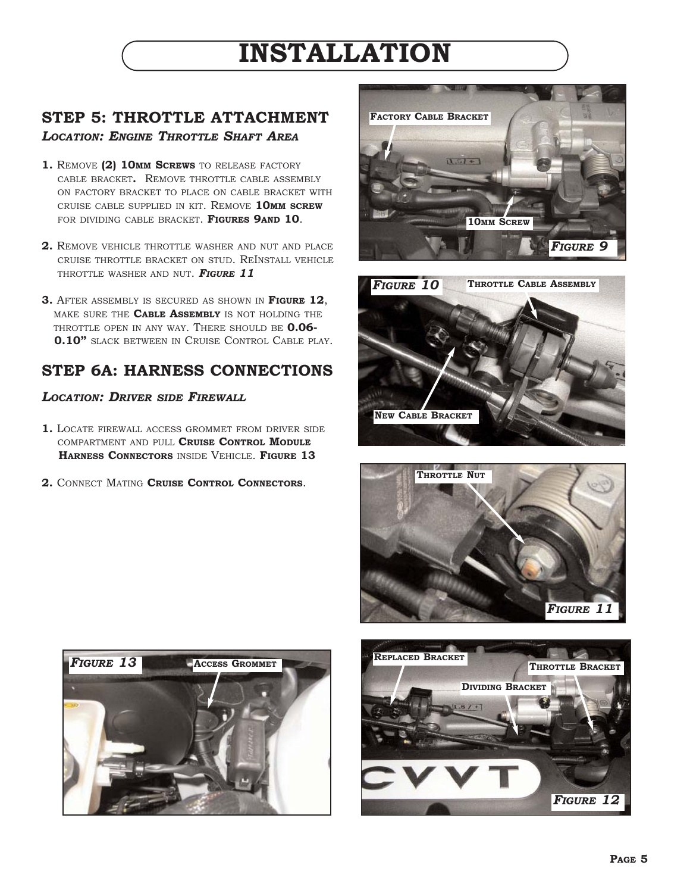# INSTALLATION

## STEP 5: THROTTLE ATTACHMENT

***Location: Engine Throttle Shaft Area***

1. Remove **(2) 10mm Screws** to release factory cable bracket**.** Remove throttle cable assembly on factory bracket to place on cable bracket with cruise cable supplied in kit. Remove **10mm screw** for dividing cable bracket. **Figures 9and 10**.
2. Remove vehicle throttle washer and nut and place cruise throttle bracket on stud. ReInstall vehicle throttle washer and nut. ***Figure 11***
3. After assembly is secured as shown in **Figure 12**, make sure the **Cable Assembly** is not holding the throttle open in any way. There should be **0.06-0.10"** slack between in Cruise Control Cable play.

## STEP 6A: HARNESS CONNECTIONS

***Location: Driver side Firewall***

1. Locate firewall access grommet from driver side compartment and pull **Cruise Control Module Harness Connectors** inside Vehicle. **Figure 13**
2. Connect Mating **Cruise Control Connectors**.

Factory Cable Bracket

10mm Screw

***Figure 9***

***Figure 10***

Throttle Cable Assembly

New Cable Bracket

Throttle Nut

***Figure 11***

***Figure 13***

Access Grommet

Replaced Bracket

Throttle Bracket

Dividing Bracket

***Figure 12***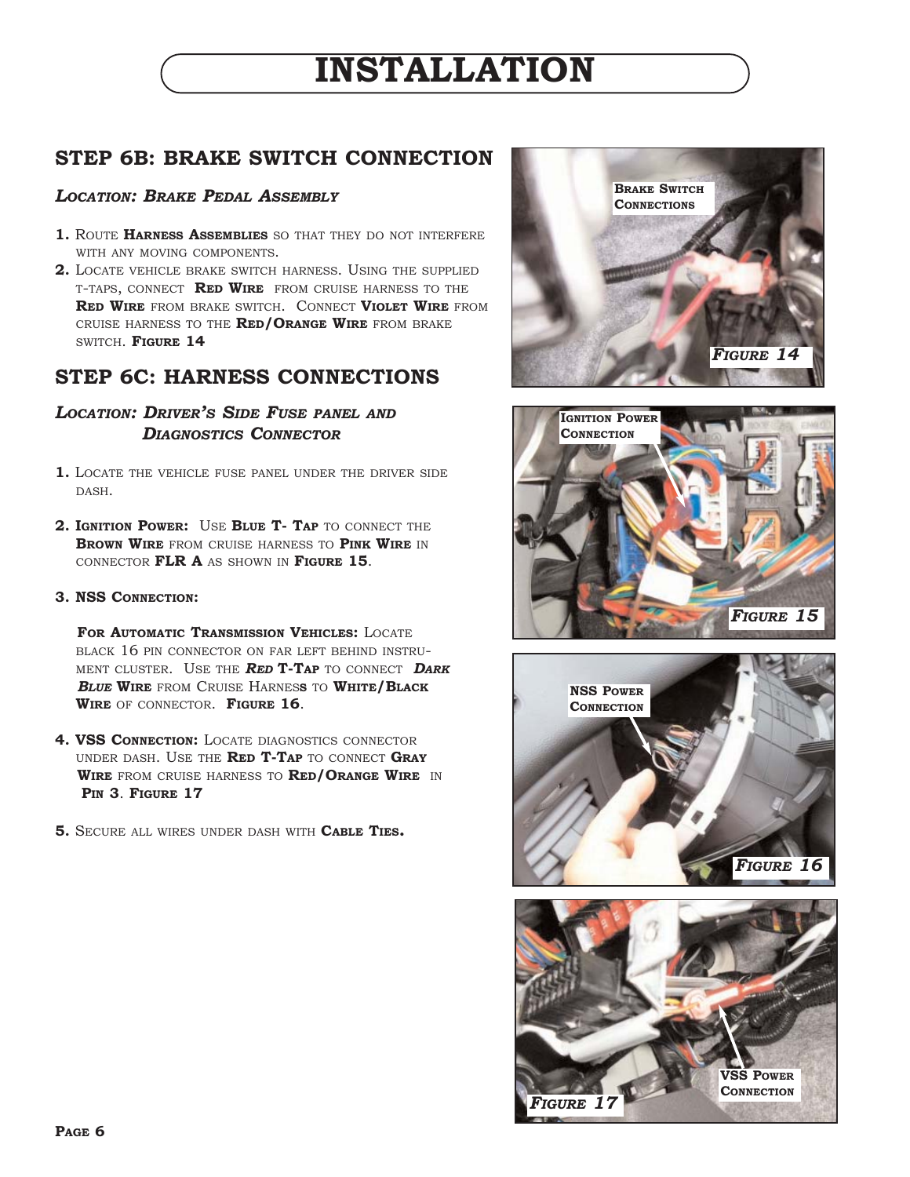# INSTALLATION

## STEP 6B: BRAKE SWITCH CONNECTION

### *Location: Brake Pedal Assembly*

1. Route **Harness Assemblies** so that they do not interfere with any moving components.
2. Locate vehicle brake switch harness. Using the supplied t-taps, connect **Red Wire** from cruise harness to the **Red Wire** from brake switch. Connect **Violet Wire** from cruise harness to the **Red/Orange Wire** from brake switch. **Figure 14**

## STEP 6C: HARNESS CONNECTIONS

### *Location: Driver's Side Fuse panel and Diagnostics Connector*

1. Locate the vehicle fuse panel under the driver side dash.

2. **Ignition Power:** Use **Blue T- Tap** to connect the **Brown Wire** from cruise harness to **Pink Wire** in connector **FLR A** as shown in **Figure 15**.

3. **NSS Connection:**

   **For Automatic Transmission Vehicles:** Locate black 16 pin connector on far left behind instrument cluster. Use the ***Red*** **T-Tap** to connect ***Dark Blue*** **Wire** from Cruise Harness to **White/Black Wire** of connector. **Figure 16**.

4. **VSS Connection:** Locate diagnostics connector under dash. Use the **Red T-Tap** to connect **Gray Wire** from cruise harness to **Red/Orange Wire** in **Pin 3**. **Figure 17**

5. Secure all wires under dash with **Cable Ties.**

Brake Switch Connections

*Figure 14*

Ignition Power Connection

*Figure 15*

NSS Power Connection

*Figure 16*

VSS Power Connection

*Figure 17*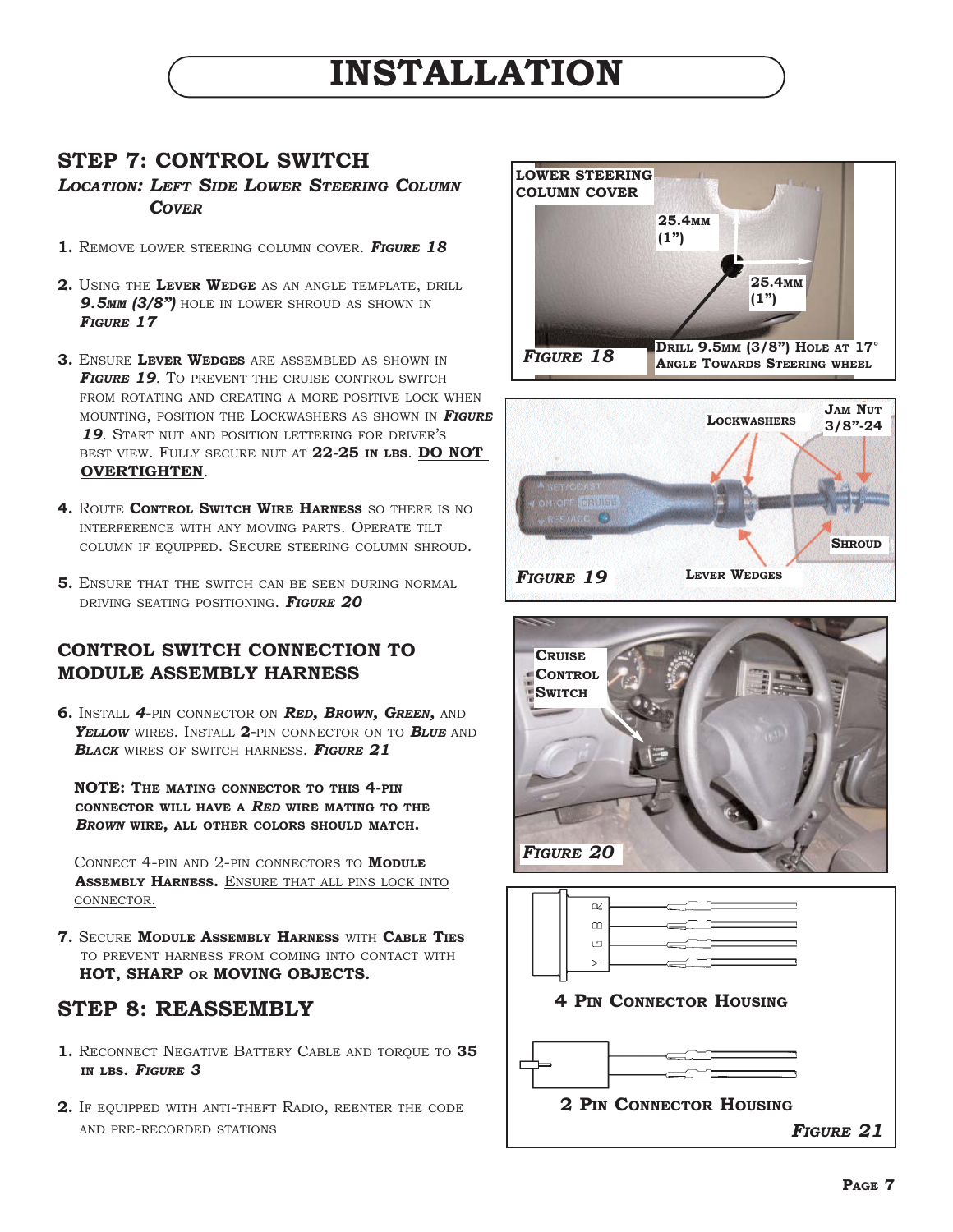# INSTALLATION

## STEP 7: CONTROL SWITCH

***Location: Left Side Lower Steering Column Cover***

1. Remove lower steering column cover. ***Figure 18***

2. Using the **Lever Wedge** as an angle template, drill ***9.5mm (3/8")*** hole in lower shroud as shown in ***Figure 17***

3. Ensure **Lever Wedges** are assembled as shown in ***Figure 19***. To prevent the cruise control switch from rotating and creating a more positive lock when mounting, position the Lockwashers as shown in ***Figure 19***. Start nut and position lettering for driver's best view. Fully secure nut at **22-25 in lbs**. **DO NOT OVERTIGHTEN**.

4. Route **Control Switch Wire Harness** so there is no interference with any moving parts. Operate tilt column if equipped. Secure steering column shroud.

5. Ensure that the switch can be seen during normal driving seating positioning. ***Figure 20***

## CONTROL SWITCH CONNECTION TO MODULE ASSEMBLY HARNESS

6. Install ***4***-pin connector on ***Red, Brown, Green,*** and ***Yellow*** wires. Install **2**-pin connector on to ***Blue*** and ***Black*** wires of switch harness. ***Figure 21***

   **NOTE: The mating connector to this 4-pin connector will have a *Red* wire mating to the *Brown* wire, all other colors should match.**

   Connect 4-pin and 2-pin connectors to **Module Assembly Harness.** Ensure that all pins lock into connector.

7. Secure **Module Assembly Harness** with **Cable Ties** to prevent harness from coming into contact with **HOT, SHARP or MOVING OBJECTS.**

## STEP 8: REASSEMBLY

1. Reconnect Negative Battery Cable and torque to **35 in lbs.** ***Figure 3***

2. If equipped with anti-theft Radio, reenter the code and pre-recorded stations

LOWER STEERING COLUMN COVER

25.4mm (1")

25.4mm (1")

**Drill 9.5mm (3/8") Hole at 17° Angle Towards Steering wheel**

***Figure 18***

Lockwashers

Jam Nut 3/8"-24

Shroud

Lever Wedges

***Figure 19***

Cruise Control Switch

***Figure 20***

R B G Y

**4 Pin Connector Housing**

**2 Pin Connector Housing**

***Figure 21***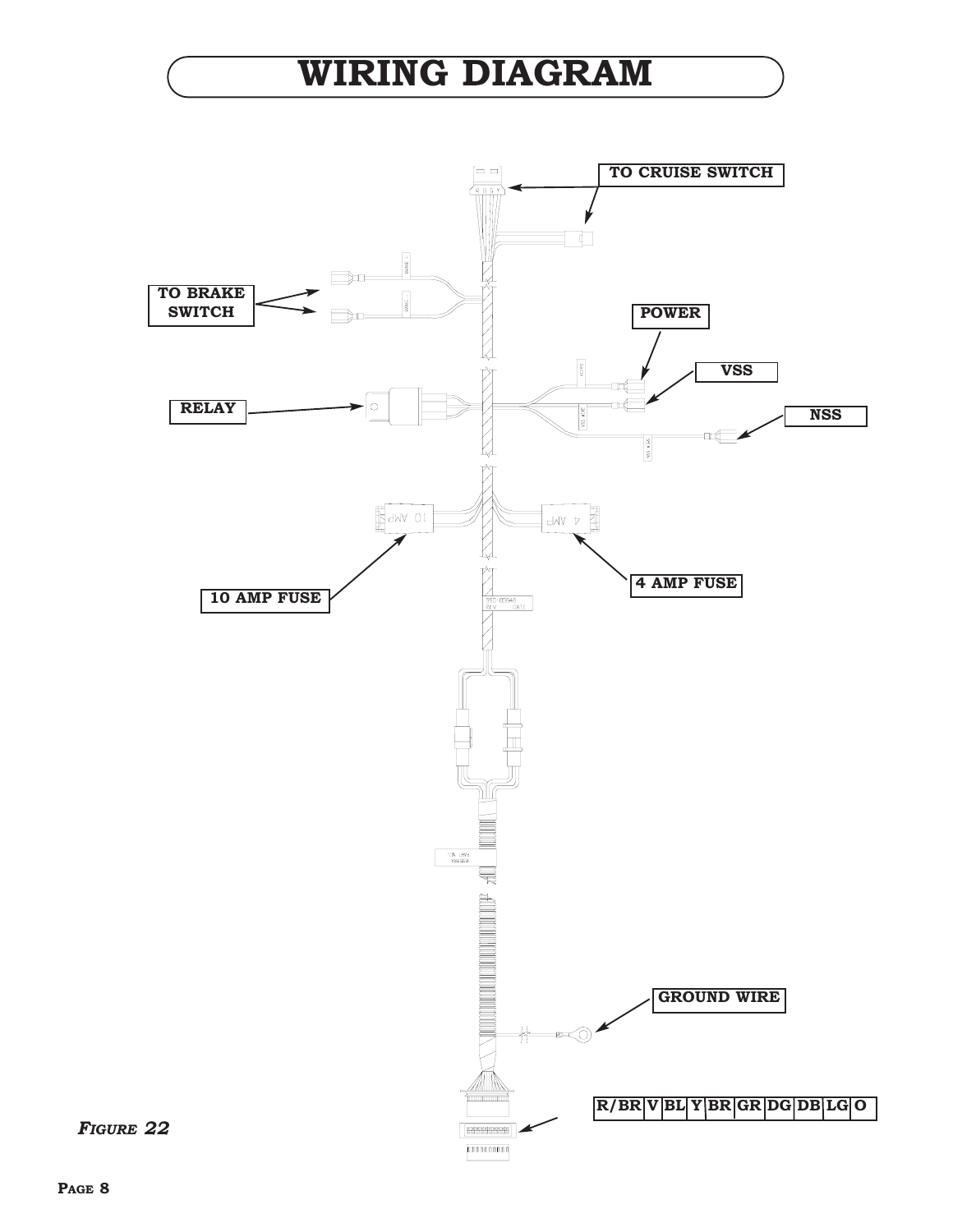# WIRING DIAGRAM

TO CRUISE SWITCH

TO BRAKE SWITCH

POWER

VSS

RELAY

NSS

10 AMP FUSE

4 AMP FUSE

GROUND WIRE

| R/BR | V | BL | Y | BR | GR | DG | DB | LG | O |
|---|---|---|---|---|---|---|---|---|---|

*Figure 22*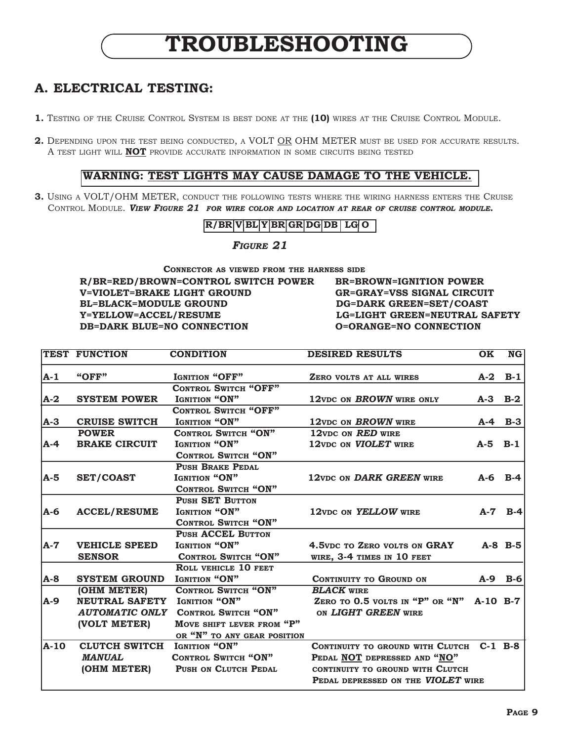# TROUBLESHOOTING

## A. ELECTRICAL TESTING:

**1.** Testing of the Cruise Control System is best done at the **(10)** wires at the Cruise Control Module.

**2.** Depending upon the test being conducted, a VOLT <u>OR</u> OHM METER must be used for accurate results. A test light will <u>**NOT**</u> provide accurate information in some circuits being tested

**WARNING: <u>TEST LIGHTS MAY CAUSE DAMAGE TO THE VEHICLE.</u>**

**3.** Using a VOLT/OHM METER, conduct the following tests where the wiring harness enters the Cruise Control Module. ***View Figure 21** for wire color and location at rear of cruise control module.*

| R/BR | V | BL | Y | BR | GR | DG | DB | LG | O |
|---|---|---|---|---|---|---|---|---|---|

***Figure 21***

**Connector as viewed from the harness side**

**R/BR=RED/BROWN=CONTROL SWITCH POWER**
**V=VIOLET=BRAKE LIGHT GROUND**
**BL=BLACK=MODULE GROUND**
**Y=YELLOW=ACCEL/RESUME**
**DB=DARK BLUE=NO CONNECTION**
**BR=BROWN=IGNITION POWER**
**GR=GRAY=VSS SIGNAL CIRCUIT**
**DG=DARK GREEN=SET/COAST**
**LG=LIGHT GREEN=NEUTRAL SAFETY**
**O=ORANGE=NO CONNECTION**

| TEST | FUNCTION | CONDITION | DESIRED RESULTS | OK | NG |
|---|---|---|---|---|---|
| A-1 | "OFF" | Ignition "OFF"<br>Control Switch "OFF" | Zero volts at all wires | A-2 | B-1 |
| A-2 | SYSTEM POWER | Ignition "ON"<br>Control Switch "OFF" | 12vdc on ***BROWN*** wire only | A-3 | B-2 |
| A-3 | CRUISE SWITCH POWER | Ignition "ON"<br>Control Switch "ON" | 12vdc on ***BROWN*** wire<br>12vdc on ***RED*** wire | A-4 | B-3 |
| A-4 | BRAKE CIRCUIT | Ignition "ON"<br>Control Switch "ON"<br>Push Brake Pedal | 12vdc on ***VIOLET*** wire | A-5 | B-1 |
| A-5 | SET/COAST | Ignition "ON"<br>Control Switch "ON"<br>Push SET Button | 12vdc on ***DARK GREEN*** wire | A-6 | B-4 |
| A-6 | ACCEL/RESUME | Ignition "ON"<br>Control Switch "ON"<br>Push ACCEL Button | 12vdc on ***YELLOW*** wire | A-7 | B-4 |
| A-7 | VEHICLE SPEED SENSOR | Ignition "ON"<br>Control Switch "ON"<br>Roll vehicle 10 feet | 4.5vdc to Zero volts on GRAY wire, 3-4 times in 10 feet | A-8 | B-5 |
| A-8 | SYSTEM GROUND (OHM METER) | Ignition "ON"<br>Control Switch "ON" | Continuity to Ground on ***BLACK*** wire | A-9 | B-6 |
| A-9 | NEUTRAL SAFETY ***AUTOMATIC ONLY*** (VOLT METER) | Ignition "ON"<br>Control Switch "ON"<br>Move shift lever from "P" or "N" to any gear position | Zero to 0.5 volts in "P" or "N" on ***LIGHT GREEN*** wire | A-10 | B-7 |
| A-10 | CLUTCH SWITCH ***MANUAL*** (OHM METER) | Ignition "ON"<br>Control Switch "ON"<br>Push on Clutch Pedal | Continuity to ground with Clutch Pedal <u>NOT</u> depressed and "<u>NO</u>" continuity to ground with Clutch Pedal depressed on the ***VIOLET*** wire | C-1 | B-8 |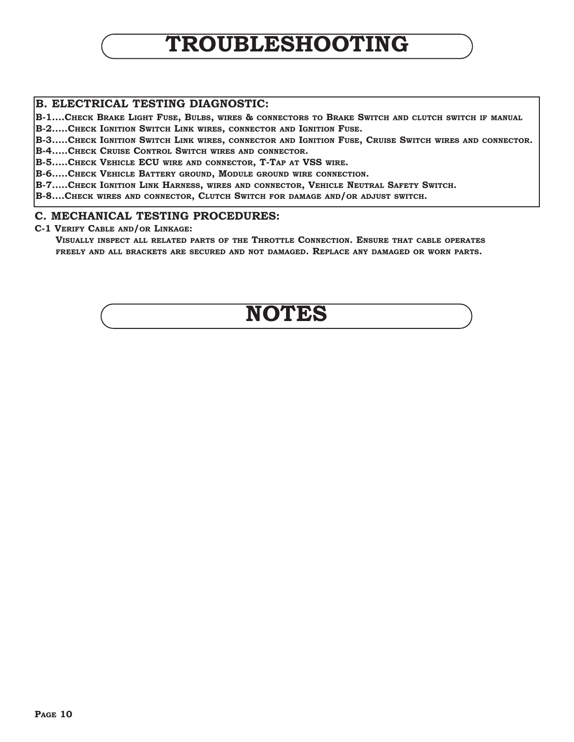# TROUBLESHOOTING

## B. ELECTRICAL TESTING DIAGNOSTIC:

B-1....Check Brake Light Fuse, Bulbs, wires & connectors to Brake Switch and clutch switch if manual

B-2.....Check Ignition Switch Link wires, connector and Ignition Fuse.

B-3.....Check Ignition Switch Link wires, connector and Ignition Fuse, Cruise Switch wires and connector.

B-4.....Check Cruise Control Switch wires and connector.

B-5.....Check Vehicle ECU wire and connector, T-Tap at VSS wire.

B-6.....Check Vehicle Battery ground, Module ground wire connection.

B-7.....Check Ignition Link Harness, wires and connector, Vehicle Neutral Safety Switch.

B-8....Check wires and connector, Clutch Switch for damage and/or adjust switch.

## C. MECHANICAL TESTING PROCEDURES:

**C-1 Verify Cable and/or Linkage:**

Visually inspect all related parts of the Throttle Connection. Ensure that cable operates freely and all brackets are secured and not damaged. Replace any damaged or worn parts.

# NOTES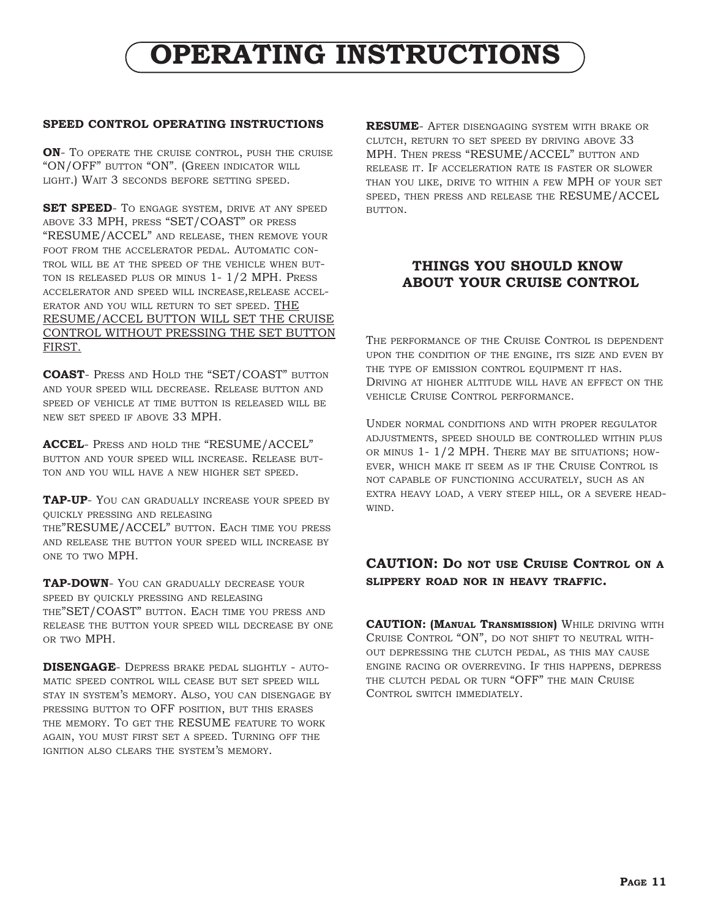# OPERATING INSTRUCTIONS

### SPEED CONTROL OPERATING INSTRUCTIONS

**ON**- To operate the cruise control, push the cruise "ON/OFF" button "ON". (Green indicator will light.) Wait 3 seconds before setting speed.

**SET SPEED**- To engage system, drive at any speed above 33 MPH, press "SET/COAST" or press "RESUME/ACCEL" and release, then remove your foot from the accelerator pedal. Automatic control will be at the speed of the vehicle when button is released plus or minus 1- 1/2 MPH. Press accelerator and speed will increase,release accelerator and you will return to set speed. <u>THE RESUME/ACCEL BUTTON WILL SET THE CRUISE CONTROL WITHOUT PRESSING THE SET BUTTON FIRST.</u>

**COAST**- Press and Hold the "SET/COAST" button and your speed will decrease. Release button and speed of vehicle at time button is released will be new set speed if above 33 MPH.

**ACCEL**- Press and hold the "RESUME/ACCEL" button and your speed will increase. Release button and you will have a new higher set speed.

**TAP-UP**- You can gradually increase your speed by quickly pressing and releasing the"RESUME/ACCEL" button. Each time you press and release the button your speed will increase by one to two MPH.

**TAP-DOWN**- You can gradually decrease your speed by quickly pressing and releasing the"SET/COAST" button. Each time you press and release the button your speed will decrease by one or two MPH.

**DISENGAGE**- Depress brake pedal slightly - automatic speed control will cease but set speed will stay in system's memory. Also, you can disengage by pressing button to OFF position, but this erases the memory. To get the RESUME feature to work again, you must first set a speed. Turning off the ignition also clears the system's memory.

**RESUME**- After disengaging system with brake or clutch, return to set speed by driving above 33 MPH. Then press "RESUME/ACCEL" button and release it. If acceleration rate is faster or slower than you like, drive to within a few MPH of your set speed, then press and release the RESUME/ACCEL button.

### THINGS YOU SHOULD KNOW ABOUT YOUR CRUISE CONTROL

The performance of the Cruise Control is dependent upon the condition of the engine, its size and even by the type of emission control equipment it has. Driving at higher altitude will have an effect on the vehicle Cruise Control performance.

Under normal conditions and with proper regulator adjustments, speed should be controlled within plus or minus 1- 1/2 MPH. There may be situations; however, which make it seem as if the Cruise Control is not capable of functioning accurately, such as an extra heavy load, a very steep hill, or a severe headwind.

**CAUTION: Do not use Cruise Control on a slippery road nor in heavy traffic.**

**CAUTION: (Manual Transmission)** While driving with Cruise Control "ON", do not shift to neutral without depressing the clutch pedal, as this may cause engine racing or overreving. If this happens, depress the clutch pedal or turn "OFF" the main Cruise Control switch immediately.